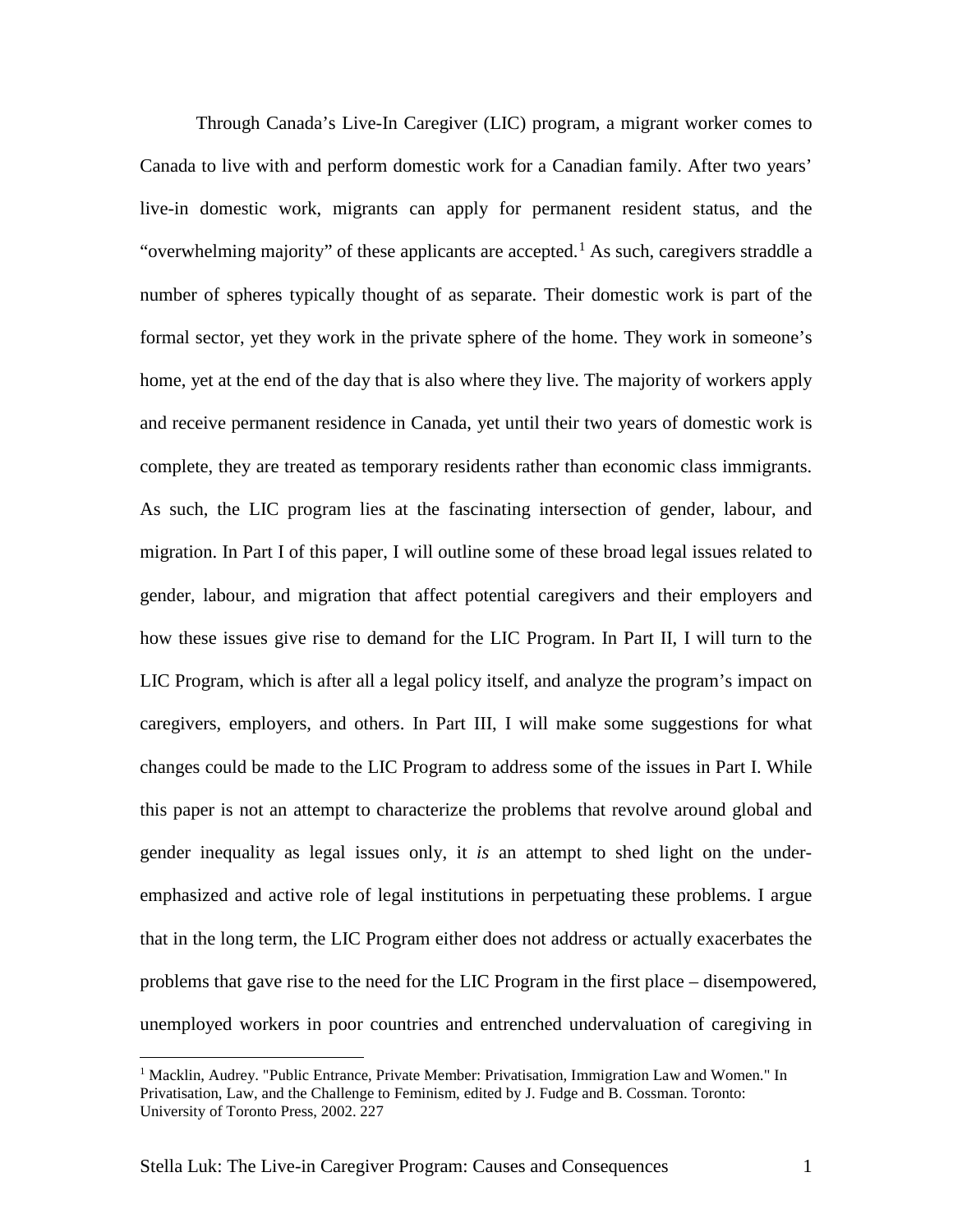Through Canada's Live-In Caregiver (LIC) program, a migrant worker comes to Canada to live with and perform domestic work for a Canadian family. After two years' live-in domestic work, migrants can apply for permanent resident status, and the "overwhelming majority" of these applicants are accepted.[1] As such, caregivers straddle a number of spheres typically thought of as separate. Their domestic work is part of the formal sector, yet they work in the private sphere of the home. They work in someone's home, yet at the end of the day that is also where they live. The majority of workers apply and receive permanent residence in Canada, yet until their two years of domestic work is complete, they are treated as temporary residents rather than economic class immigrants. As such, the LIC program lies at the fascinating intersection of gender, labour, and migration. In Part I of this paper, I will outline some of these broad legal issues related to gender, labour, and migration that affect potential caregivers and their employers and how these issues give rise to demand for the LIC Program. In Part II, I will turn to the LIC Program, which is after all a legal policy itself, and analyze the program's impact on caregivers, employers, and others. In Part III, I will make some suggestions for what changes could be made to the LIC Program to address some of the issues in Part I. While this paper is not an attempt to characterize the problems that revolve around global and gender inequality as legal issues only, it *is* an attempt to shed light on the under-emphasized and active role of legal institutions in perpetuating these problems. I argue that in the long term, the LIC Program either does not address or actually exacerbates the problems that gave rise to the need for the LIC Program in the first place – disempowered, unemployed workers in poor countries and entrenched undervaluation of caregiving in

---

[1] Macklin, Audrey. "Public Entrance, Private Member: Privatisation, Immigration Law and Women." In Privatisation, Law, and the Challenge to Feminism, edited by J. Fudge and B. Cossman. Toronto: University of Toronto Press, 2002. 227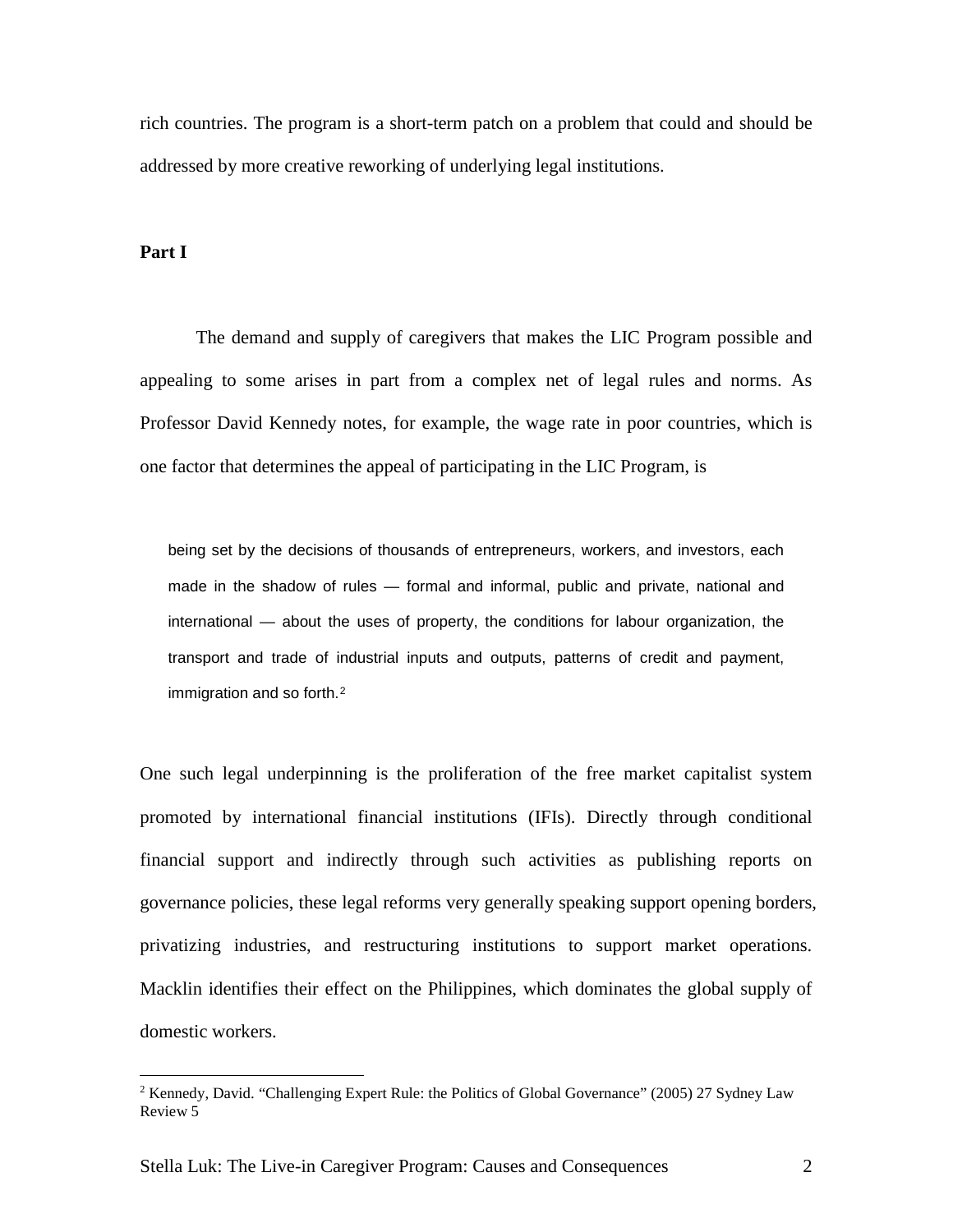rich countries. The program is a short-term patch on a problem that could and should be addressed by more creative reworking of underlying legal institutions.

**Part I**

The demand and supply of caregivers that makes the LIC Program possible and appealing to some arises in part from a complex net of legal rules and norms. As Professor David Kennedy notes, for example, the wage rate in poor countries, which is one factor that determines the appeal of participating in the LIC Program, is

> being set by the decisions of thousands of entrepreneurs, workers, and investors, each made in the shadow of rules — formal and informal, public and private, national and international — about the uses of property, the conditions for labour organization, the transport and trade of industrial inputs and outputs, patterns of credit and payment, immigration and so forth.[2]

One such legal underpinning is the proliferation of the free market capitalist system promoted by international financial institutions (IFIs). Directly through conditional financial support and indirectly through such activities as publishing reports on governance policies, these legal reforms very generally speaking support opening borders, privatizing industries, and restructuring institutions to support market operations. Macklin identifies their effect on the Philippines, which dominates the global supply of domestic workers.

---

[2] Kennedy, David. "Challenging Expert Rule: the Politics of Global Governance" (2005) 27 Sydney Law Review 5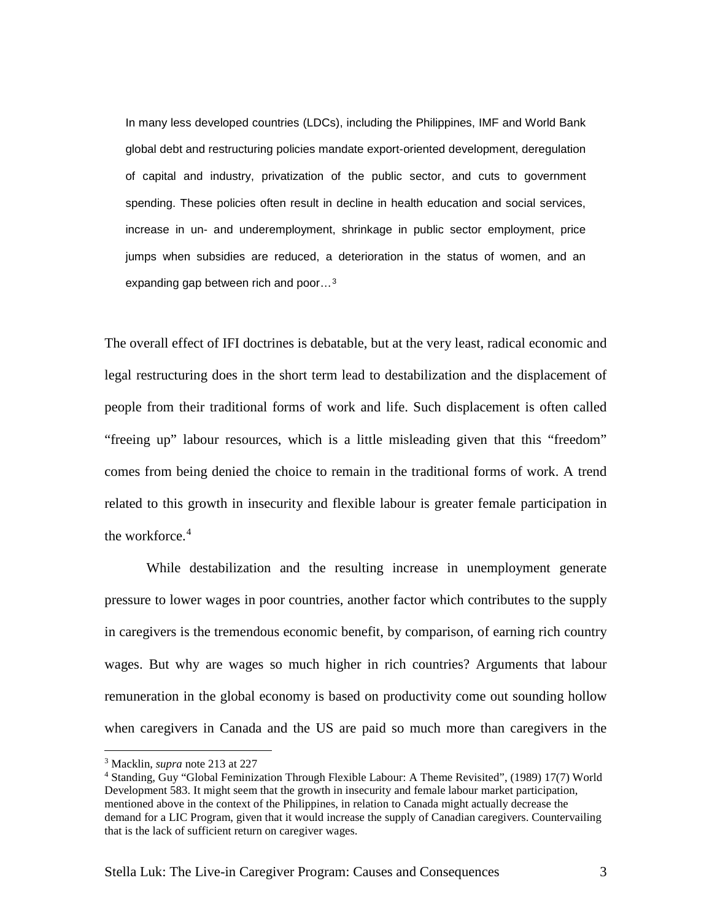> In many less developed countries (LDCs), including the Philippines, IMF and World Bank global debt and restructuring policies mandate export-oriented development, deregulation of capital and industry, privatization of the public sector, and cuts to government spending. These policies often result in decline in health education and social services, increase in un- and underemployment, shrinkage in public sector employment, price jumps when subsidies are reduced, a deterioration in the status of women, and an expanding gap between rich and poor…[3]

The overall effect of IFI doctrines is debatable, but at the very least, radical economic and legal restructuring does in the short term lead to destabilization and the displacement of people from their traditional forms of work and life. Such displacement is often called "freeing up" labour resources, which is a little misleading given that this "freedom" comes from being denied the choice to remain in the traditional forms of work. A trend related to this growth in insecurity and flexible labour is greater female participation in the workforce.[4]

While destabilization and the resulting increase in unemployment generate pressure to lower wages in poor countries, another factor which contributes to the supply in caregivers is the tremendous economic benefit, by comparison, of earning rich country wages. But why are wages so much higher in rich countries? Arguments that labour remuneration in the global economy is based on productivity come out sounding hollow when caregivers in Canada and the US are paid so much more than caregivers in the

---

[3] Macklin, *supra* note 213 at 227

[4] Standing, Guy "Global Feminization Through Flexible Labour: A Theme Revisited", (1989) 17(7) World Development 583. It might seem that the growth in insecurity and female labour market participation, mentioned above in the context of the Philippines, in relation to Canada might actually decrease the demand for a LIC Program, given that it would increase the supply of Canadian caregivers. Countervailing that is the lack of sufficient return on caregiver wages.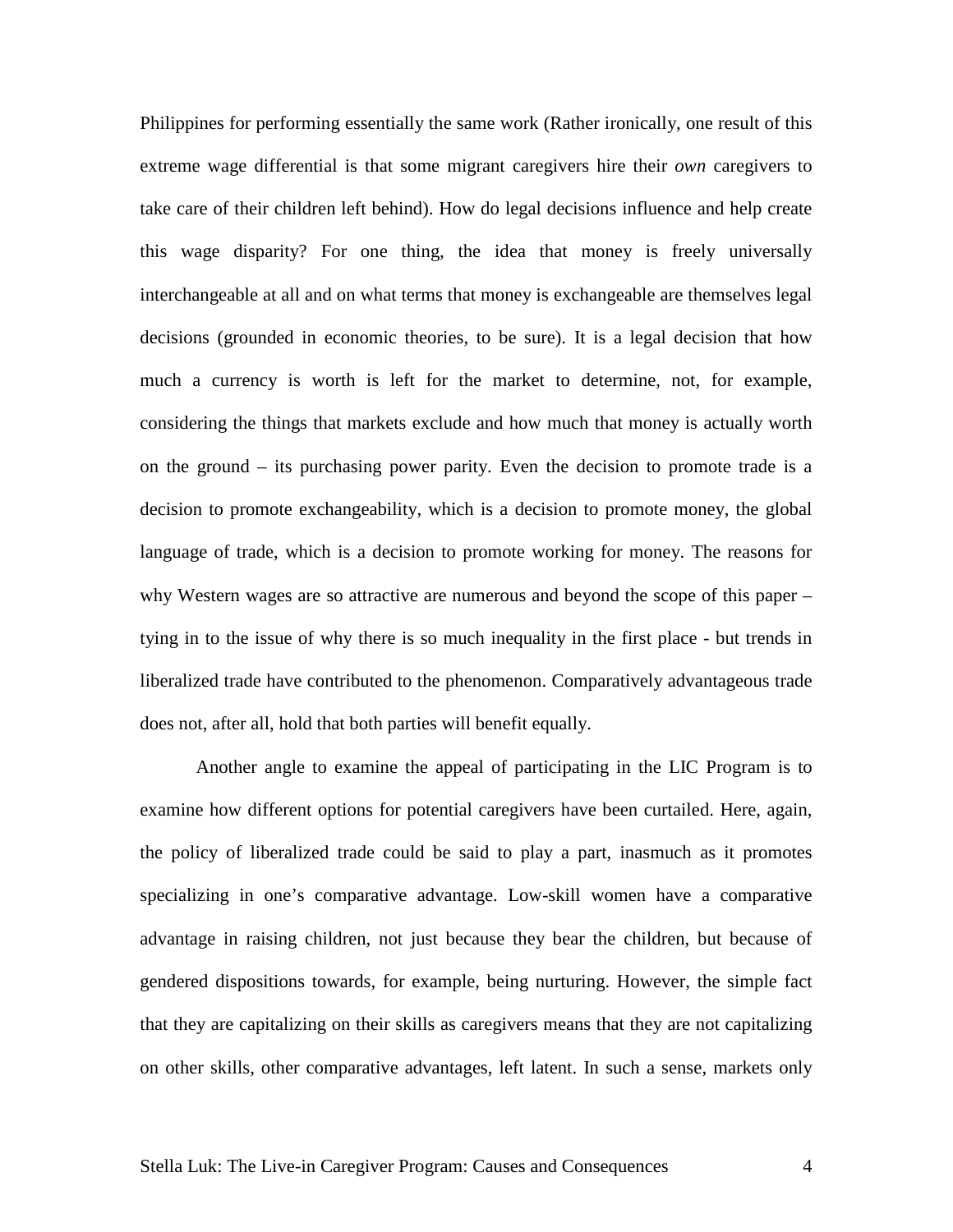Philippines for performing essentially the same work (Rather ironically, one result of this extreme wage differential is that some migrant caregivers hire their *own* caregivers to take care of their children left behind). How do legal decisions influence and help create this wage disparity? For one thing, the idea that money is freely universally interchangeable at all and on what terms that money is exchangeable are themselves legal decisions (grounded in economic theories, to be sure). It is a legal decision that how much a currency is worth is left for the market to determine, not, for example, considering the things that markets exclude and how much that money is actually worth on the ground – its purchasing power parity. Even the decision to promote trade is a decision to promote exchangeability, which is a decision to promote money, the global language of trade, which is a decision to promote working for money. The reasons for why Western wages are so attractive are numerous and beyond the scope of this paper – tying in to the issue of why there is so much inequality in the first place - but trends in liberalized trade have contributed to the phenomenon. Comparatively advantageous trade does not, after all, hold that both parties will benefit equally.

Another angle to examine the appeal of participating in the LIC Program is to examine how different options for potential caregivers have been curtailed. Here, again, the policy of liberalized trade could be said to play a part, inasmuch as it promotes specializing in one's comparative advantage. Low-skill women have a comparative advantage in raising children, not just because they bear the children, but because of gendered dispositions towards, for example, being nurturing. However, the simple fact that they are capitalizing on their skills as caregivers means that they are not capitalizing on other skills, other comparative advantages, left latent. In such a sense, markets only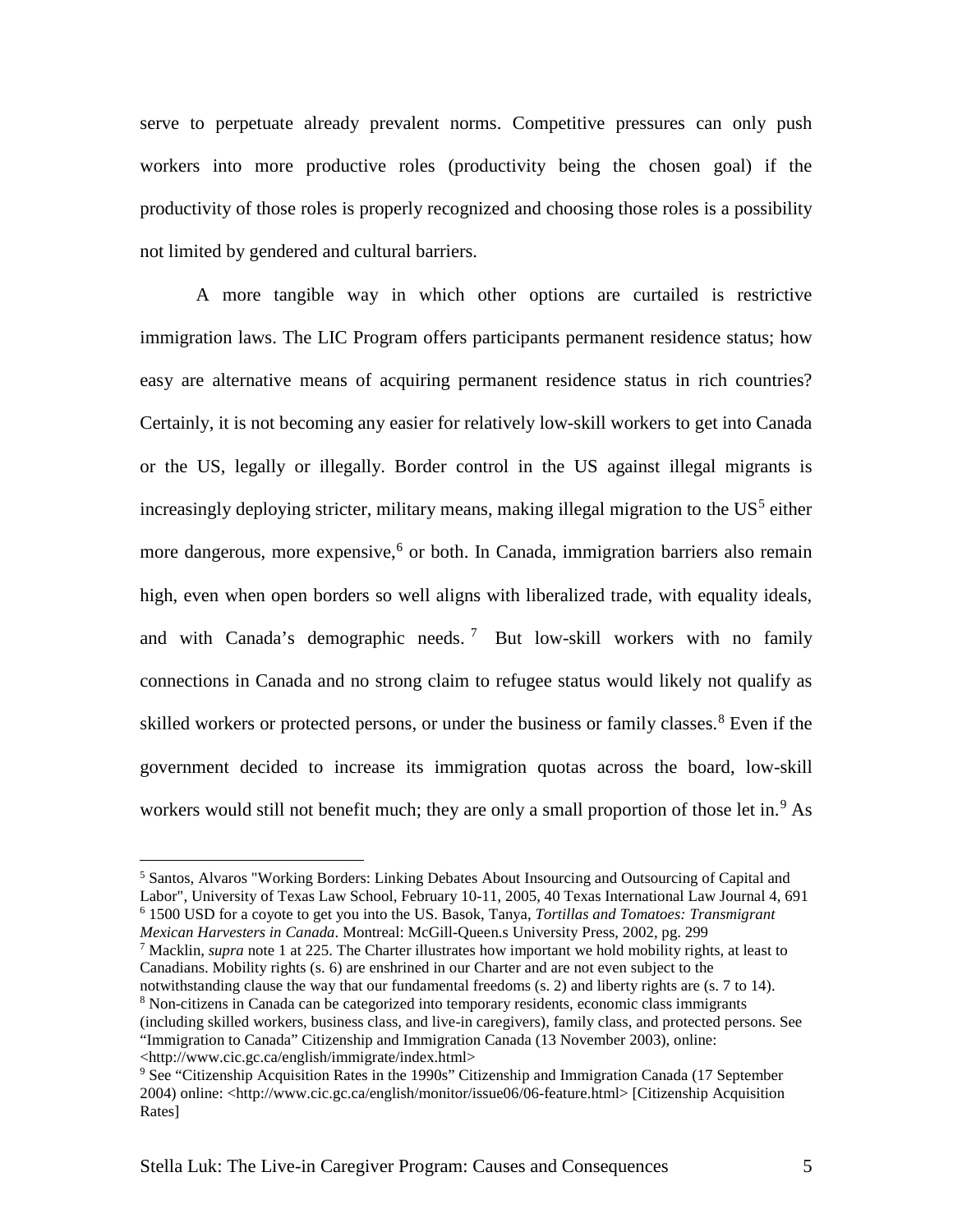serve to perpetuate already prevalent norms. Competitive pressures can only push workers into more productive roles (productivity being the chosen goal) if the productivity of those roles is properly recognized and choosing those roles is a possibility not limited by gendered and cultural barriers.

A more tangible way in which other options are curtailed is restrictive immigration laws. The LIC Program offers participants permanent residence status; how easy are alternative means of acquiring permanent residence status in rich countries? Certainly, it is not becoming any easier for relatively low-skill workers to get into Canada or the US, legally or illegally. Border control in the US against illegal migrants is increasingly deploying stricter, military means, making illegal migration to the US[5] either more dangerous, more expensive,[6] or both. In Canada, immigration barriers also remain high, even when open borders so well aligns with liberalized trade, with equality ideals, and with Canada's demographic needs.[7] But low-skill workers with no family connections in Canada and no strong claim to refugee status would likely not qualify as skilled workers or protected persons, or under the business or family classes.[8] Even if the government decided to increase its immigration quotas across the board, low-skill workers would still not benefit much; they are only a small proportion of those let in.[9] As

---

[5] Santos, Alvaros "Working Borders: Linking Debates About Insourcing and Outsourcing of Capital and Labor", University of Texas Law School, February 10-11, 2005, 40 Texas International Law Journal 4, 691

[6] 1500 USD for a coyote to get you into the US. Basok, Tanya, *Tortillas and Tomatoes: Transmigrant Mexican Harvesters in Canada*. Montreal: McGill-Queen.s University Press, 2002, pg. 299

[7] Macklin, *supra* note 1 at 225. The Charter illustrates how important we hold mobility rights, at least to Canadians. Mobility rights (s. 6) are enshrined in our Charter and are not even subject to the notwithstanding clause the way that our fundamental freedoms (s. 2) and liberty rights are (s. 7 to 14).

[8] Non-citizens in Canada can be categorized into temporary residents, economic class immigrants (including skilled workers, business class, and live-in caregivers), family class, and protected persons. See "Immigration to Canada" Citizenship and Immigration Canada (13 November 2003), online: <http://www.cic.gc.ca/english/immigrate/index.html>

[9] See "Citizenship Acquisition Rates in the 1990s" Citizenship and Immigration Canada (17 September 2004) online: <http://www.cic.gc.ca/english/monitor/issue06/06-feature.html> [Citizenship Acquisition Rates]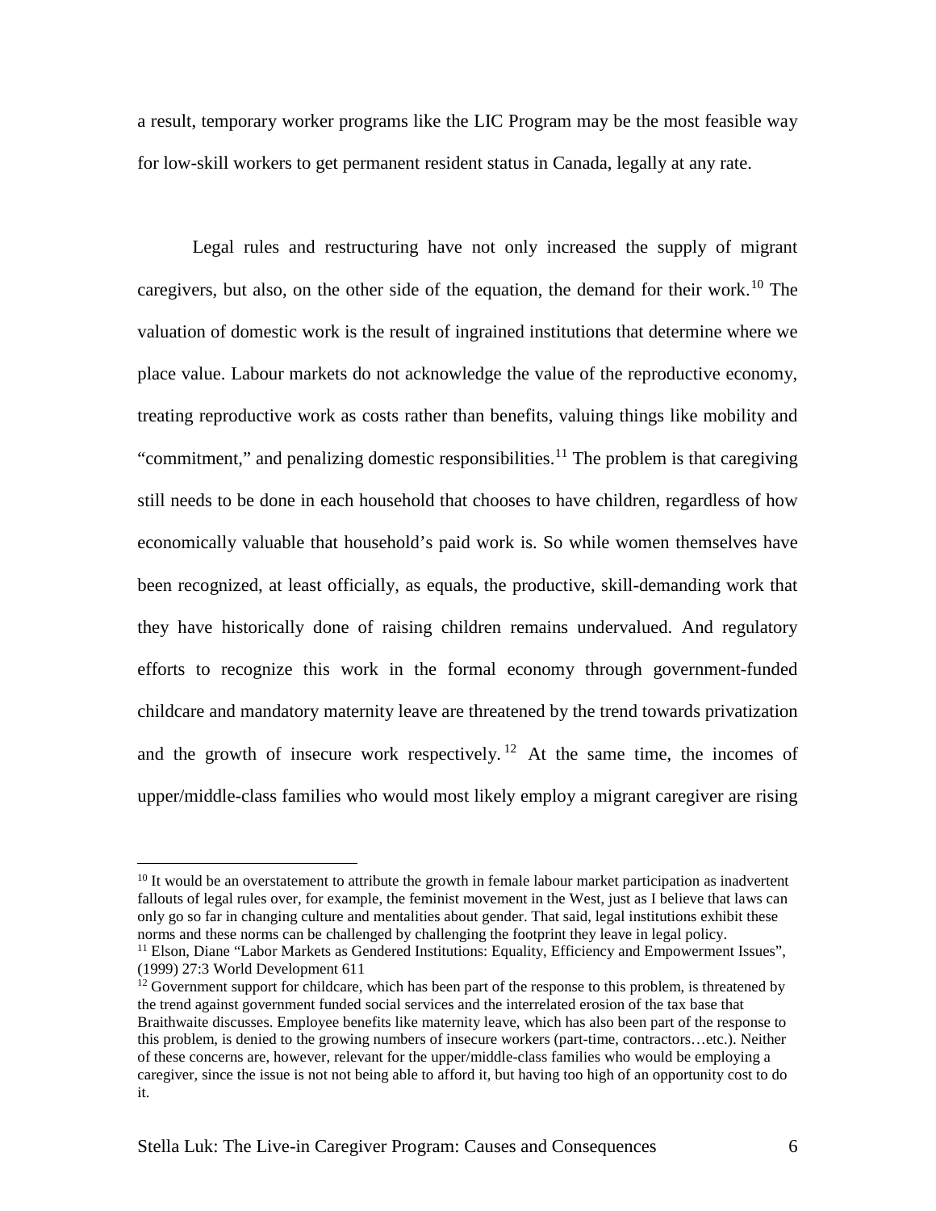a result, temporary worker programs like the LIC Program may be the most feasible way for low-skill workers to get permanent resident status in Canada, legally at any rate.

Legal rules and restructuring have not only increased the supply of migrant caregivers, but also, on the other side of the equation, the demand for their work.[10] The valuation of domestic work is the result of ingrained institutions that determine where we place value. Labour markets do not acknowledge the value of the reproductive economy, treating reproductive work as costs rather than benefits, valuing things like mobility and "commitment," and penalizing domestic responsibilities.[11] The problem is that caregiving still needs to be done in each household that chooses to have children, regardless of how economically valuable that household's paid work is. So while women themselves have been recognized, at least officially, as equals, the productive, skill-demanding work that they have historically done of raising children remains undervalued. And regulatory efforts to recognize this work in the formal economy through government-funded childcare and mandatory maternity leave are threatened by the trend towards privatization and the growth of insecure work respectively.[12] At the same time, the incomes of upper/middle-class families who would most likely employ a migrant caregiver are rising

---

[10] It would be an overstatement to attribute the growth in female labour market participation as inadvertent fallouts of legal rules over, for example, the feminist movement in the West, just as I believe that laws can only go so far in changing culture and mentalities about gender. That said, legal institutions exhibit these norms and these norms can be challenged by challenging the footprint they leave in legal policy.

[11] Elson, Diane "Labor Markets as Gendered Institutions: Equality, Efficiency and Empowerment Issues", (1999) 27:3 World Development 611

[12] Government support for childcare, which has been part of the response to this problem, is threatened by the trend against government funded social services and the interrelated erosion of the tax base that Braithwaite discusses. Employee benefits like maternity leave, which has also been part of the response to this problem, is denied to the growing numbers of insecure workers (part-time, contractors…etc.). Neither of these concerns are, however, relevant for the upper/middle-class families who would be employing a caregiver, since the issue is not not being able to afford it, but having too high of an opportunity cost to do it.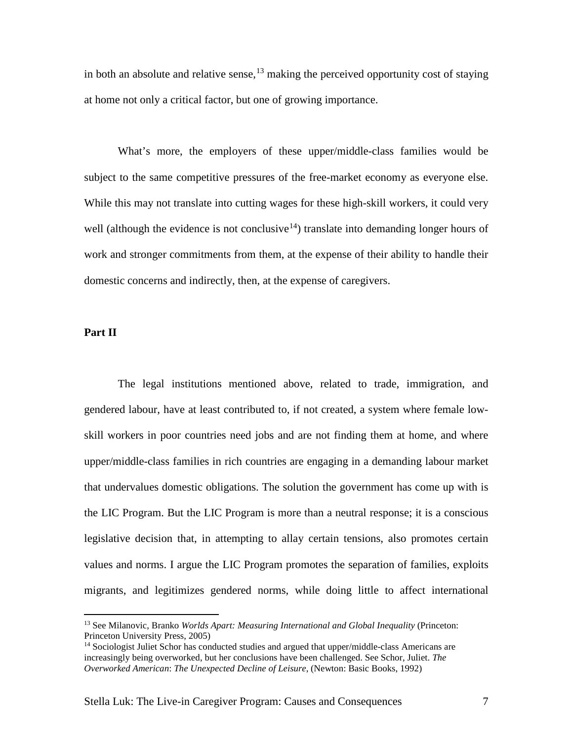in both an absolute and relative sense,[13] making the perceived opportunity cost of staying at home not only a critical factor, but one of growing importance.

What's more, the employers of these upper/middle-class families would be subject to the same competitive pressures of the free-market economy as everyone else. While this may not translate into cutting wages for these high-skill workers, it could very well (although the evidence is not conclusive[14]) translate into demanding longer hours of work and stronger commitments from them, at the expense of their ability to handle their domestic concerns and indirectly, then, at the expense of caregivers.

**Part II**

The legal institutions mentioned above, related to trade, immigration, and gendered labour, have at least contributed to, if not created, a system where female low-skill workers in poor countries need jobs and are not finding them at home, and where upper/middle-class families in rich countries are engaging in a demanding labour market that undervalues domestic obligations. The solution the government has come up with is the LIC Program. But the LIC Program is more than a neutral response; it is a conscious legislative decision that, in attempting to allay certain tensions, also promotes certain values and norms. I argue the LIC Program promotes the separation of families, exploits migrants, and legitimizes gendered norms, while doing little to affect international

---

[13] See Milanovic, Branko *Worlds Apart: Measuring International and Global Inequality* (Princeton: Princeton University Press, 2005)

[14] Sociologist Juliet Schor has conducted studies and argued that upper/middle-class Americans are increasingly being overworked, but her conclusions have been challenged. See Schor, Juliet. *The Overworked American*: *The Unexpected Decline of Leisure,* (Newton: Basic Books, 1992)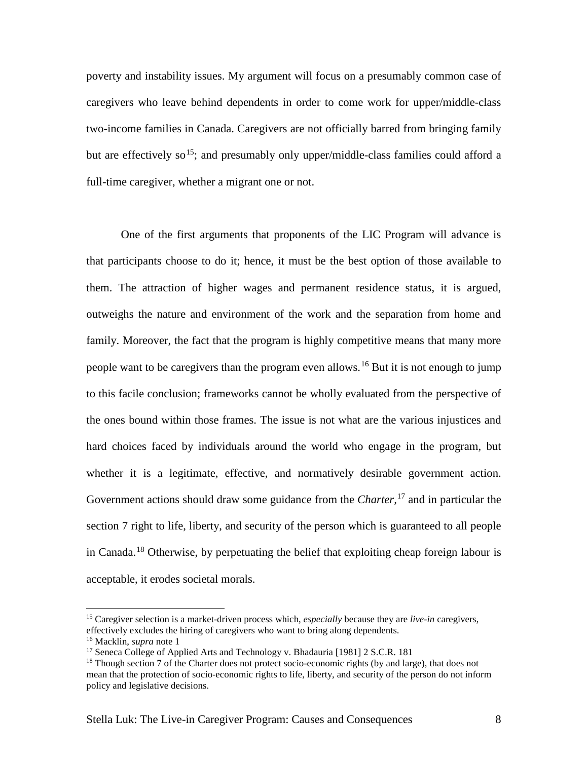poverty and instability issues. My argument will focus on a presumably common case of caregivers who leave behind dependents in order to come work for upper/middle-class two-income families in Canada. Caregivers are not officially barred from bringing family but are effectively so[15]; and presumably only upper/middle-class families could afford a full-time caregiver, whether a migrant one or not.

One of the first arguments that proponents of the LIC Program will advance is that participants choose to do it; hence, it must be the best option of those available to them. The attraction of higher wages and permanent residence status, it is argued, outweighs the nature and environment of the work and the separation from home and family. Moreover, the fact that the program is highly competitive means that many more people want to be caregivers than the program even allows.[16] But it is not enough to jump to this facile conclusion; frameworks cannot be wholly evaluated from the perspective of the ones bound within those frames. The issue is not what are the various injustices and hard choices faced by individuals around the world who engage in the program, but whether it is a legitimate, effective, and normatively desirable government action. Government actions should draw some guidance from the *Charter*,[17] and in particular the section 7 right to life, liberty, and security of the person which is guaranteed to all people in Canada.[18] Otherwise, by perpetuating the belief that exploiting cheap foreign labour is acceptable, it erodes societal morals.

---

[15] Caregiver selection is a market-driven process which, *especially* because they are *live-in* caregivers, effectively excludes the hiring of caregivers who want to bring along dependents.

[16] Macklin, *supra* note 1

[17] Seneca College of Applied Arts and Technology v. Bhadauria [1981] 2 S.C.R. 181

[18] Though section 7 of the Charter does not protect socio-economic rights (by and large), that does not mean that the protection of socio-economic rights to life, liberty, and security of the person do not inform policy and legislative decisions.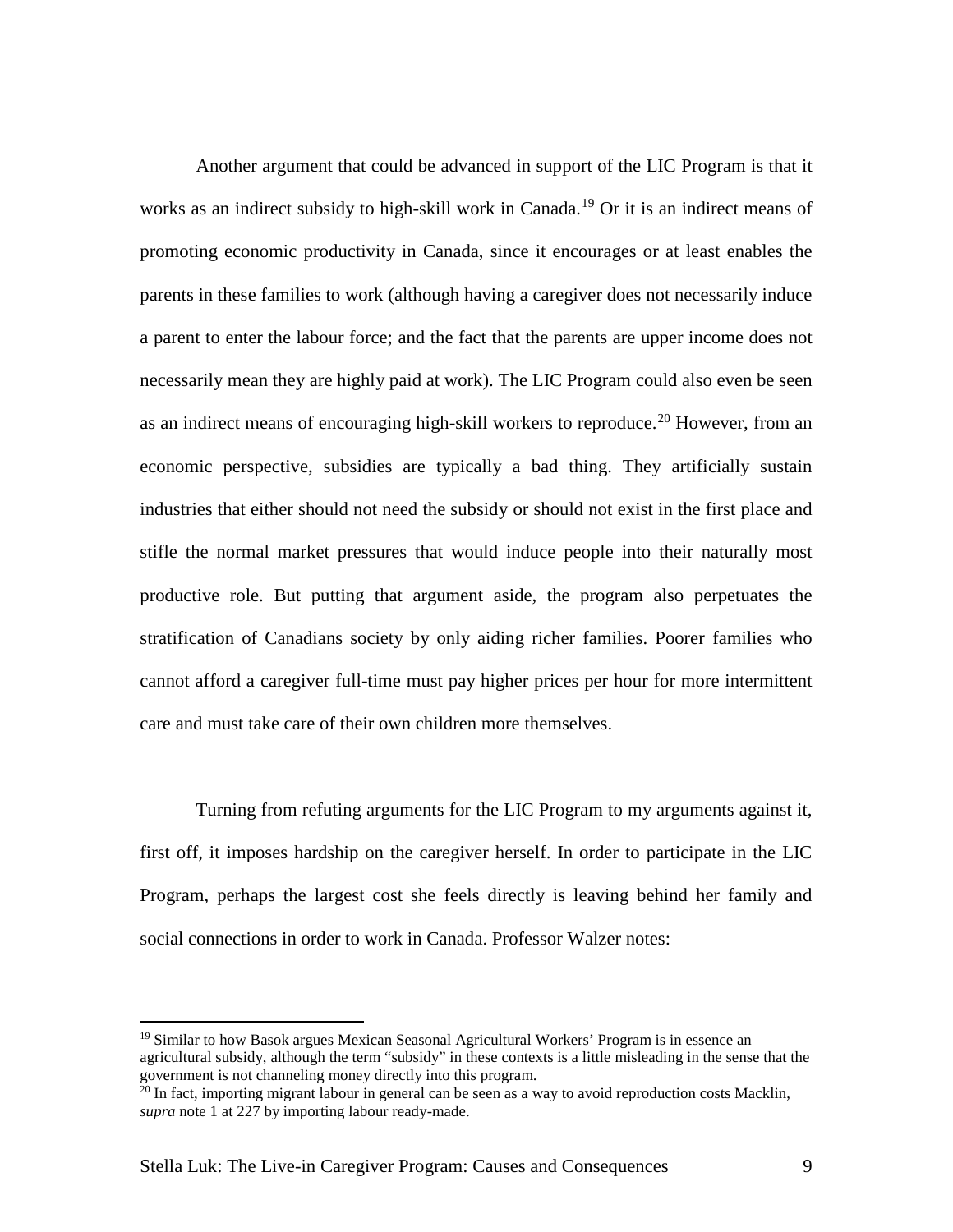Another argument that could be advanced in support of the LIC Program is that it works as an indirect subsidy to high-skill work in Canada.[19] Or it is an indirect means of promoting economic productivity in Canada, since it encourages or at least enables the parents in these families to work (although having a caregiver does not necessarily induce a parent to enter the labour force; and the fact that the parents are upper income does not necessarily mean they are highly paid at work). The LIC Program could also even be seen as an indirect means of encouraging high-skill workers to reproduce.[20] However, from an economic perspective, subsidies are typically a bad thing. They artificially sustain industries that either should not need the subsidy or should not exist in the first place and stifle the normal market pressures that would induce people into their naturally most productive role. But putting that argument aside, the program also perpetuates the stratification of Canadians society by only aiding richer families. Poorer families who cannot afford a caregiver full-time must pay higher prices per hour for more intermittent care and must take care of their own children more themselves.

Turning from refuting arguments for the LIC Program to my arguments against it, first off, it imposes hardship on the caregiver herself. In order to participate in the LIC Program, perhaps the largest cost she feels directly is leaving behind her family and social connections in order to work in Canada. Professor Walzer notes:

---

[19] Similar to how Basok argues Mexican Seasonal Agricultural Workers' Program is in essence an agricultural subsidy, although the term "subsidy" in these contexts is a little misleading in the sense that the government is not channeling money directly into this program.

[20] In fact, importing migrant labour in general can be seen as a way to avoid reproduction costs Macklin, *supra* note 1 at 227 by importing labour ready-made.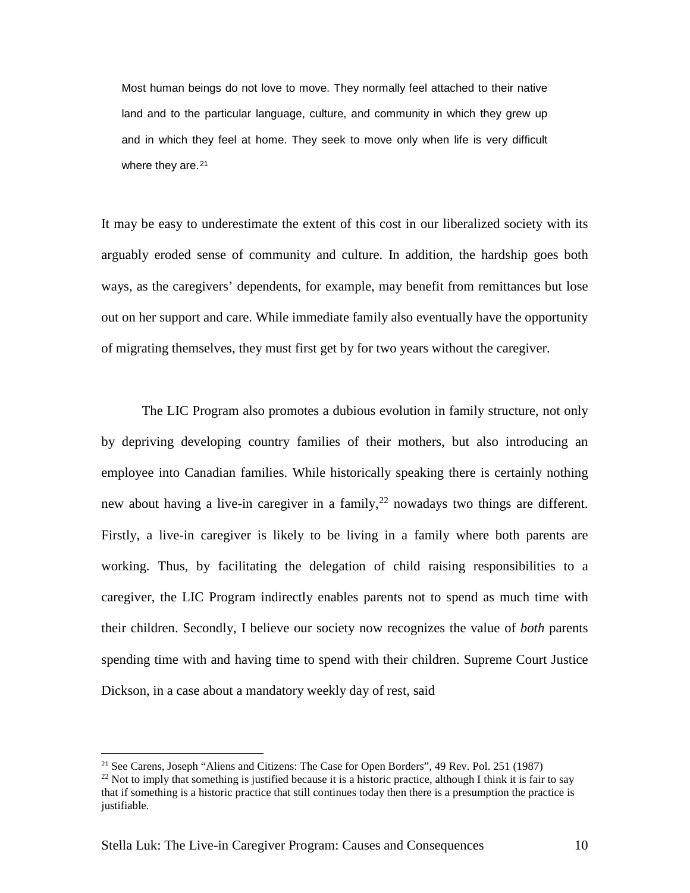> Most human beings do not love to move. They normally feel attached to their native land and to the particular language, culture, and community in which they grew up and in which they feel at home. They seek to move only when life is very difficult where they are.[21]

It may be easy to underestimate the extent of this cost in our liberalized society with its arguably eroded sense of community and culture. In addition, the hardship goes both ways, as the caregivers' dependents, for example, may benefit from remittances but lose out on her support and care. While immediate family also eventually have the opportunity of migrating themselves, they must first get by for two years without the caregiver.

The LIC Program also promotes a dubious evolution in family structure, not only by depriving developing country families of their mothers, but also introducing an employee into Canadian families. While historically speaking there is certainly nothing new about having a live-in caregiver in a family,[22] nowadays two things are different. Firstly, a live-in caregiver is likely to be living in a family where both parents are working. Thus, by facilitating the delegation of child raising responsibilities to a caregiver, the LIC Program indirectly enables parents not to spend as much time with their children. Secondly, I believe our society now recognizes the value of *both* parents spending time with and having time to spend with their children. Supreme Court Justice Dickson, in a case about a mandatory weekly day of rest, said

---

[21] See Carens, Joseph "Aliens and Citizens: The Case for Open Borders", 49 Rev. Pol. 251 (1987)

[22] Not to imply that something is justified because it is a historic practice, although I think it is fair to say that if something is a historic practice that still continues today then there is a presumption the practice is justifiable.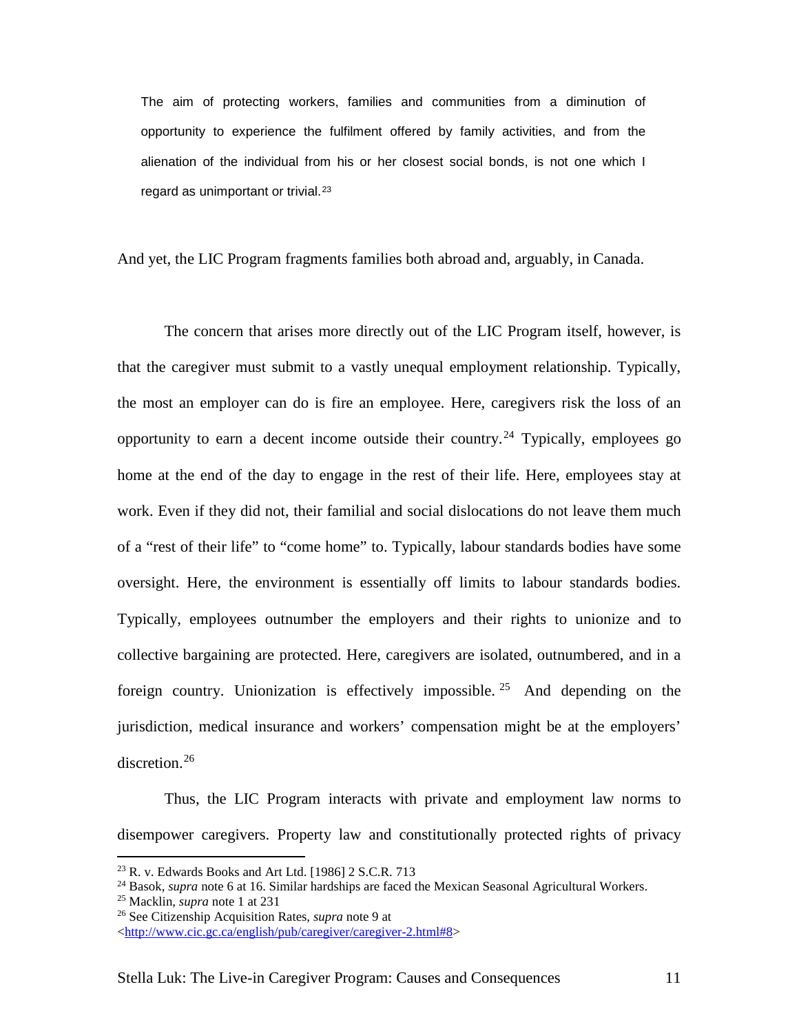> The aim of protecting workers, families and communities from a diminution of opportunity to experience the fulfilment offered by family activities, and from the alienation of the individual from his or her closest social bonds, is not one which I regard as unimportant or trivial.[23]

And yet, the LIC Program fragments families both abroad and, arguably, in Canada.

The concern that arises more directly out of the LIC Program itself, however, is that the caregiver must submit to a vastly unequal employment relationship. Typically, the most an employer can do is fire an employee. Here, caregivers risk the loss of an opportunity to earn a decent income outside their country.[24] Typically, employees go home at the end of the day to engage in the rest of their life. Here, employees stay at work. Even if they did not, their familial and social dislocations do not leave them much of a "rest of their life" to "come home" to. Typically, labour standards bodies have some oversight. Here, the environment is essentially off limits to labour standards bodies. Typically, employees outnumber the employers and their rights to unionize and to collective bargaining are protected. Here, caregivers are isolated, outnumbered, and in a foreign country. Unionization is effectively impossible.[25] And depending on the jurisdiction, medical insurance and workers' compensation might be at the employers' discretion.[26]

Thus, the LIC Program interacts with private and employment law norms to disempower caregivers. Property law and constitutionally protected rights of privacy

---

[23] R. v. Edwards Books and Art Ltd. [1986] 2 S.C.R. 713

[24] Basok, *supra* note 6 at 16. Similar hardships are faced the Mexican Seasonal Agricultural Workers.

[25] Macklin, *supra* note 1 at 231

[26] See Citizenship Acquisition Rates, *supra* note 9 at <http://www.cic.gc.ca/english/pub/caregiver/caregiver-2.html#8>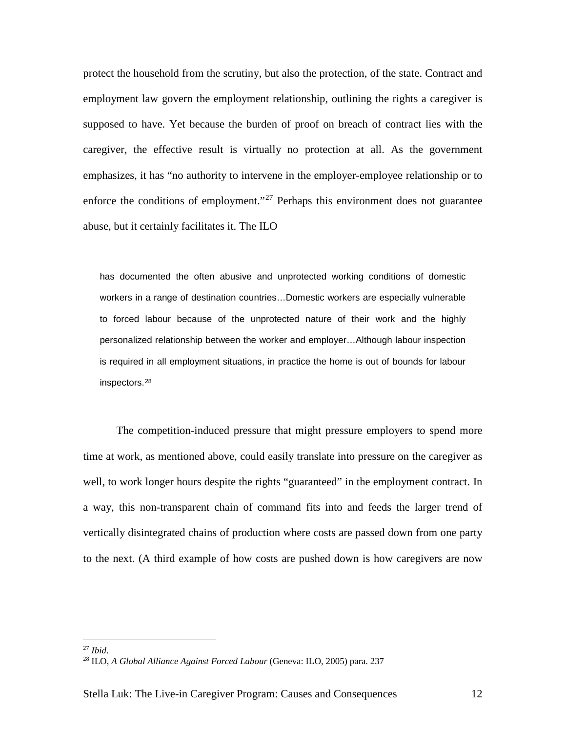protect the household from the scrutiny, but also the protection, of the state. Contract and employment law govern the employment relationship, outlining the rights a caregiver is supposed to have. Yet because the burden of proof on breach of contract lies with the caregiver, the effective result is virtually no protection at all. As the government emphasizes, it has "no authority to intervene in the employer-employee relationship or to enforce the conditions of employment."[27] Perhaps this environment does not guarantee abuse, but it certainly facilitates it. The ILO

> has documented the often abusive and unprotected working conditions of domestic workers in a range of destination countries…Domestic workers are especially vulnerable to forced labour because of the unprotected nature of their work and the highly personalized relationship between the worker and employer…Although labour inspection is required in all employment situations, in practice the home is out of bounds for labour inspectors.[28]

The competition-induced pressure that might pressure employers to spend more time at work, as mentioned above, could easily translate into pressure on the caregiver as well, to work longer hours despite the rights "guaranteed" in the employment contract. In a way, this non-transparent chain of command fits into and feeds the larger trend of vertically disintegrated chains of production where costs are passed down from one party to the next. (A third example of how costs are pushed down is how caregivers are now

---

[27] *Ibid*.

[28] ILO, *A Global Alliance Against Forced Labour* (Geneva: ILO, 2005) para. 237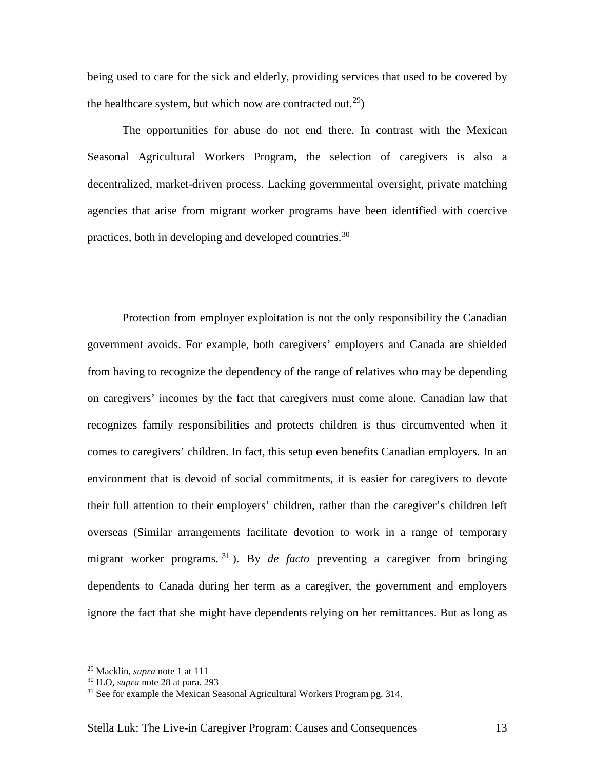being used to care for the sick and elderly, providing services that used to be covered by the healthcare system, but which now are contracted out.[29])

The opportunities for abuse do not end there. In contrast with the Mexican Seasonal Agricultural Workers Program, the selection of caregivers is also a decentralized, market-driven process. Lacking governmental oversight, private matching agencies that arise from migrant worker programs have been identified with coercive practices, both in developing and developed countries.[30]

Protection from employer exploitation is not the only responsibility the Canadian government avoids. For example, both caregivers' employers and Canada are shielded from having to recognize the dependency of the range of relatives who may be depending on caregivers' incomes by the fact that caregivers must come alone. Canadian law that recognizes family responsibilities and protects children is thus circumvented when it comes to caregivers' children. In fact, this setup even benefits Canadian employers. In an environment that is devoid of social commitments, it is easier for caregivers to devote their full attention to their employers' children, rather than the caregiver's children left overseas (Similar arrangements facilitate devotion to work in a range of temporary migrant worker programs.[31]). By *de facto* preventing a caregiver from bringing dependents to Canada during her term as a caregiver, the government and employers ignore the fact that she might have dependents relying on her remittances. But as long as

---

[29] Macklin, *supra* note 1 at 111

[30] ILO, *supra* note 28 at para. 293

[31] See for example the Mexican Seasonal Agricultural Workers Program pg. 314.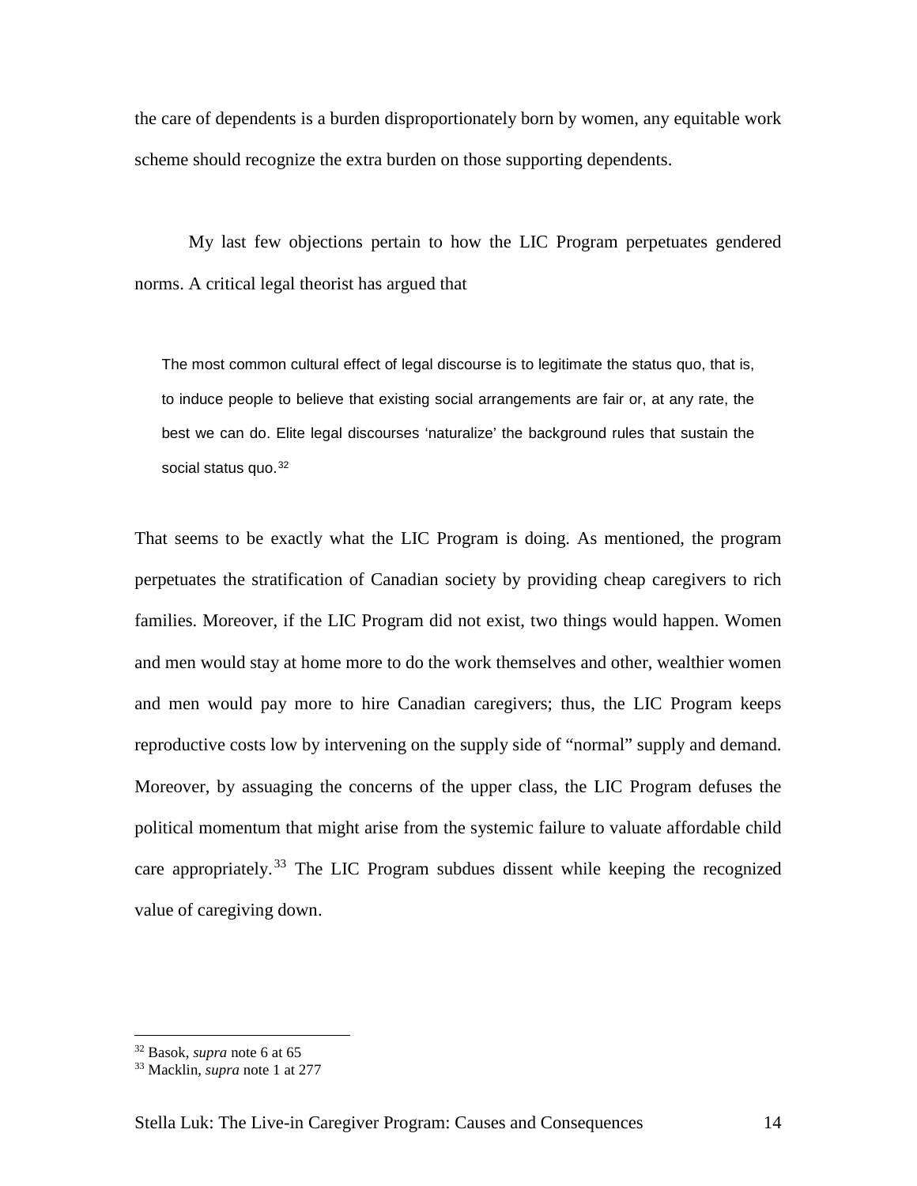the care of dependents is a burden disproportionately born by women, any equitable work scheme should recognize the extra burden on those supporting dependents.

My last few objections pertain to how the LIC Program perpetuates gendered norms. A critical legal theorist has argued that

> The most common cultural effect of legal discourse is to legitimate the status quo, that is, to induce people to believe that existing social arrangements are fair or, at any rate, the best we can do. Elite legal discourses 'naturalize' the background rules that sustain the social status quo.[32]

That seems to be exactly what the LIC Program is doing. As mentioned, the program perpetuates the stratification of Canadian society by providing cheap caregivers to rich families. Moreover, if the LIC Program did not exist, two things would happen. Women and men would stay at home more to do the work themselves and other, wealthier women and men would pay more to hire Canadian caregivers; thus, the LIC Program keeps reproductive costs low by intervening on the supply side of "normal" supply and demand. Moreover, by assuaging the concerns of the upper class, the LIC Program defuses the political momentum that might arise from the systemic failure to valuate affordable child care appropriately.[33] The LIC Program subdues dissent while keeping the recognized value of caregiving down.

---

[32] Basok, *supra* note 6 at 65

[33] Macklin, *supra* note 1 at 277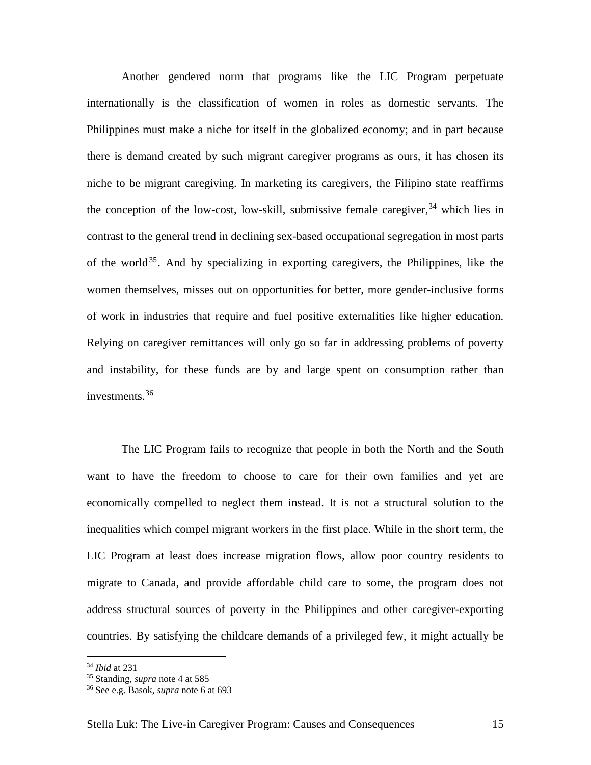Another gendered norm that programs like the LIC Program perpetuate internationally is the classification of women in roles as domestic servants. The Philippines must make a niche for itself in the globalized economy; and in part because there is demand created by such migrant caregiver programs as ours, it has chosen its niche to be migrant caregiving. In marketing its caregivers, the Filipino state reaffirms the conception of the low-cost, low-skill, submissive female caregiver,[34] which lies in contrast to the general trend in declining sex-based occupational segregation in most parts of the world[35]. And by specializing in exporting caregivers, the Philippines, like the women themselves, misses out on opportunities for better, more gender-inclusive forms of work in industries that require and fuel positive externalities like higher education. Relying on caregiver remittances will only go so far in addressing problems of poverty and instability, for these funds are by and large spent on consumption rather than investments.[36]

The LIC Program fails to recognize that people in both the North and the South want to have the freedom to choose to care for their own families and yet are economically compelled to neglect them instead. It is not a structural solution to the inequalities which compel migrant workers in the first place. While in the short term, the LIC Program at least does increase migration flows, allow poor country residents to migrate to Canada, and provide affordable child care to some, the program does not address structural sources of poverty in the Philippines and other caregiver-exporting countries. By satisfying the childcare demands of a privileged few, it might actually be

---

[34] *Ibid* at 231

[35] Standing, *supra* note 4 at 585

[36] See e.g. Basok, *supra* note 6 at 693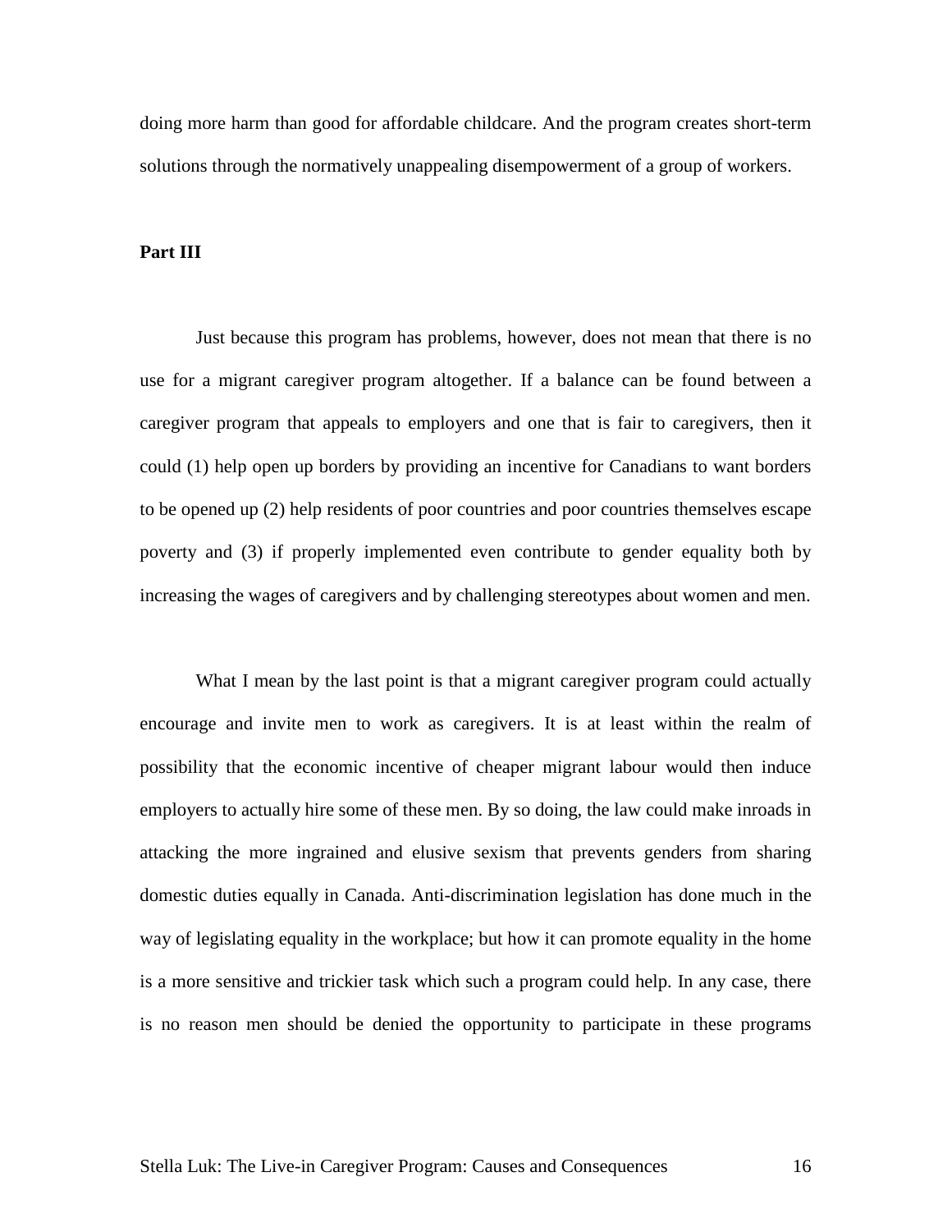doing more harm than good for affordable childcare. And the program creates short-term solutions through the normatively unappealing disempowerment of a group of workers.

**Part III**

Just because this program has problems, however, does not mean that there is no use for a migrant caregiver program altogether. If a balance can be found between a caregiver program that appeals to employers and one that is fair to caregivers, then it could (1) help open up borders by providing an incentive for Canadians to want borders to be opened up (2) help residents of poor countries and poor countries themselves escape poverty and (3) if properly implemented even contribute to gender equality both by increasing the wages of caregivers and by challenging stereotypes about women and men.

What I mean by the last point is that a migrant caregiver program could actually encourage and invite men to work as caregivers. It is at least within the realm of possibility that the economic incentive of cheaper migrant labour would then induce employers to actually hire some of these men. By so doing, the law could make inroads in attacking the more ingrained and elusive sexism that prevents genders from sharing domestic duties equally in Canada. Anti-discrimination legislation has done much in the way of legislating equality in the workplace; but how it can promote equality in the home is a more sensitive and trickier task which such a program could help. In any case, there is no reason men should be denied the opportunity to participate in these programs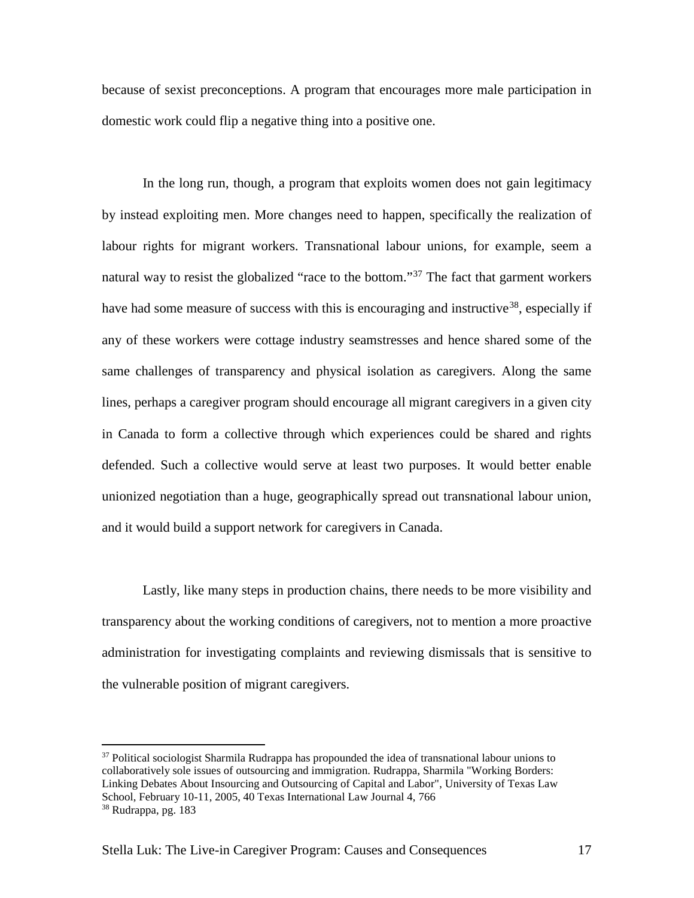because of sexist preconceptions. A program that encourages more male participation in domestic work could flip a negative thing into a positive one.

In the long run, though, a program that exploits women does not gain legitimacy by instead exploiting men. More changes need to happen, specifically the realization of labour rights for migrant workers. Transnational labour unions, for example, seem a natural way to resist the globalized "race to the bottom."[37] The fact that garment workers have had some measure of success with this is encouraging and instructive[38], especially if any of these workers were cottage industry seamstresses and hence shared some of the same challenges of transparency and physical isolation as caregivers. Along the same lines, perhaps a caregiver program should encourage all migrant caregivers in a given city in Canada to form a collective through which experiences could be shared and rights defended. Such a collective would serve at least two purposes. It would better enable unionized negotiation than a huge, geographically spread out transnational labour union, and it would build a support network for caregivers in Canada.

Lastly, like many steps in production chains, there needs to be more visibility and transparency about the working conditions of caregivers, not to mention a more proactive administration for investigating complaints and reviewing dismissals that is sensitive to the vulnerable position of migrant caregivers.

---

[37] Political sociologist Sharmila Rudrappa has propounded the idea of transnational labour unions to collaboratively sole issues of outsourcing and immigration. Rudrappa, Sharmila "Working Borders: Linking Debates About Insourcing and Outsourcing of Capital and Labor", University of Texas Law School, February 10-11, 2005, 40 Texas International Law Journal 4, 766

[38] Rudrappa, pg. 183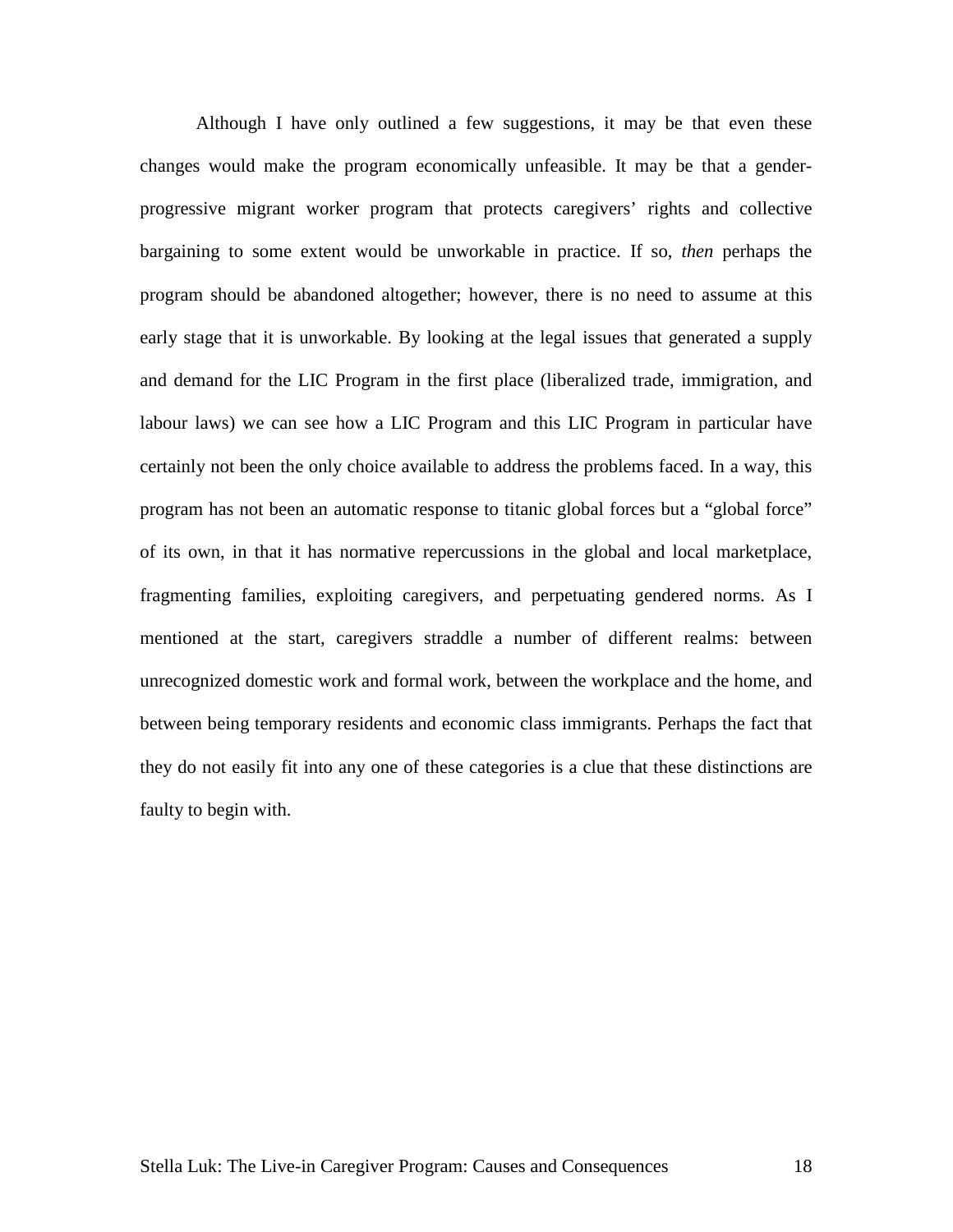Although I have only outlined a few suggestions, it may be that even these changes would make the program economically unfeasible. It may be that a gender-progressive migrant worker program that protects caregivers' rights and collective bargaining to some extent would be unworkable in practice. If so, *then* perhaps the program should be abandoned altogether; however, there is no need to assume at this early stage that it is unworkable. By looking at the legal issues that generated a supply and demand for the LIC Program in the first place (liberalized trade, immigration, and labour laws) we can see how a LIC Program and this LIC Program in particular have certainly not been the only choice available to address the problems faced. In a way, this program has not been an automatic response to titanic global forces but a "global force" of its own, in that it has normative repercussions in the global and local marketplace, fragmenting families, exploiting caregivers, and perpetuating gendered norms. As I mentioned at the start, caregivers straddle a number of different realms: between unrecognized domestic work and formal work, between the workplace and the home, and between being temporary residents and economic class immigrants. Perhaps the fact that they do not easily fit into any one of these categories is a clue that these distinctions are faulty to begin with.